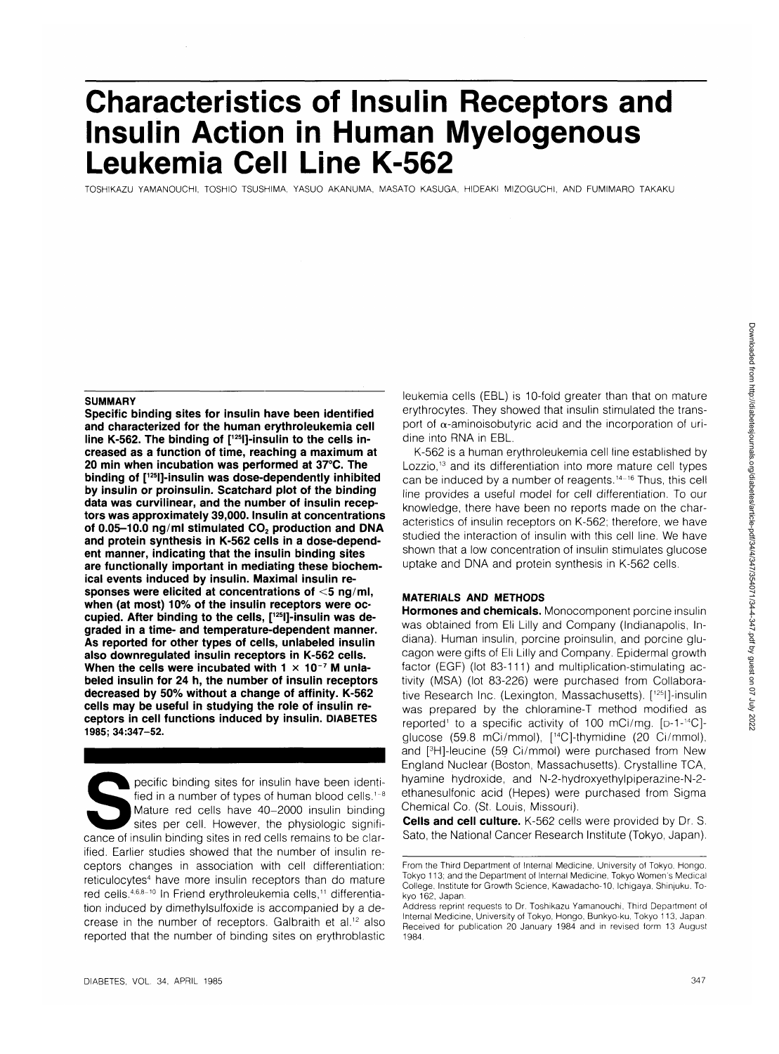# Characteristics of Insulin Receptors and Insulin Action in Human Myelogenous Leukemia Cell Line K-562

TOSHIKAZU YAMANOUCHI, TOSHIO TSUSHIMA, YASUO AKANUMA, MASATO KASUGA, HIDEAKI MIZOGUCHI, AND FUMIMARO TAKAKU

## SUMMARY

**Specific binding sites for insulin have been identified and characterized for the human erythroleukemia cell line K-562. The binding of [$^{125}$I]-insulin to the cells increased as a function of time, reaching a maximum at 20 min when incubation was performed at 37°C. The binding of [$^{125}$I]-insulin was dose-dependently inhibited by insulin or proinsulin. Scatchard plot of the binding data was curvilinear, and the number of insulin receptors was approximately 39,000. Insulin at concentrations of 0.05–10.0 ng/ml stimulated $CO_2$ production and DNA and protein synthesis in K-562 cells in a dose-dependent manner, indicating that the insulin binding sites are functionally important in mediating these biochemical events induced by insulin. Maximal insulin responses were elicited at concentrations of <5 ng/ml, when (at most) 10% of the insulin receptors were occupied. After binding to the cells, [$^{125}$I]-insulin was degraded in a time- and temperature-dependent manner. As reported for other types of cells, unlabeled insulin also downregulated insulin receptors in K-562 cells. When the cells were incubated with $1 \times 10^{-7}$ M unlabeled insulin for 24 h, the number of insulin receptors decreased by 50% without a change of affinity. K-562 cells may be useful in studying the role of insulin receptors in cell functions induced by insulin. DIABETES 1985; 34:347–52.**

Specific binding sites for insulin have been identified in a number of types of human blood cells.[1–8] Mature red cells have 40–2000 insulin binding sites per cell. However, the physiologic significance of insulin binding sites in red cells remains to be clarified. Earlier studies showed that the number of insulin receptors changes in association with cell differentiation: reticulocytes[4] have more insulin receptors than do mature red cells.[4,6,8–10] In Friend erythroleukemia cells,[11] differentiation induced by dimethylsulfoxide is accompanied by a decrease in the number of receptors. Galbraith et al.[12] also reported that the number of binding sites on erythroblastic leukemia cells (EBL) is 10-fold greater than that on mature erythrocytes. They showed that insulin stimulated the transport of α-aminoisobutyric acid and the incorporation of uridine into RNA in EBL.

K-562 is a human erythroleukemia cell line established by Lozzio,[13] and its differentiation into more mature cell types can be induced by a number of reagents.[14–16] Thus, this cell line provides a useful model for cell differentiation. To our knowledge, there have been no reports made on the characteristics of insulin receptors on K-562; therefore, we have studied the interaction of insulin with this cell line. We have shown that a low concentration of insulin stimulates glucose uptake and DNA and protein synthesis in K-562 cells.

## MATERIALS AND METHODS

**Hormones and chemicals.** Monocomponent porcine insulin was obtained from Eli Lilly and Company (Indianapolis, Indiana). Human insulin, porcine proinsulin, and porcine glucagon were gifts of Eli Lilly and Company. Epidermal growth factor (EGF) (lot 83-111) and multiplication-stimulating activity (MSA) (lot 83-226) were purchased from Collaborative Research Inc. (Lexington, Massachusetts). [$^{125}$I]-insulin was prepared by the chloramine-T method modified as reported[1] to a specific activity of 100 mCi/mg. [D-1-$^{14}$C]-glucose (59.8 mCi/mmol), [$^{14}$C]-thymidine (20 Ci/mmol), and [$^{3}$H]-leucine (59 Ci/mmol) were purchased from New England Nuclear (Boston, Massachusetts). Crystalline TCA, hyamine hydroxide, and N-2-hydroxyethylpiperazine-N-2-ethanesulfonic acid (Hepes) were purchased from Sigma Chemical Co. (St. Louis, Missouri).

**Cells and cell culture.** K-562 cells were provided by Dr. S. Sato, the National Cancer Research Institute (Tokyo, Japan).

From the Third Department of Internal Medicine, University of Tokyo, Hongo, Tokyo 113; and the Department of Internal Medicine, Tokyo Women's Medical College, Institute for Growth Science, Kawadacho-10, Ichigaya, Shinjuku, Tokyo 162, Japan.

Address reprint requests to Dr. Toshikazu Yamanouchi, Third Department of Internal Medicine, University of Tokyo, Hongo, Bunkyo-ku, Tokyo 113, Japan. Received for publication 20 January 1984 and in revised form 13 August 1984.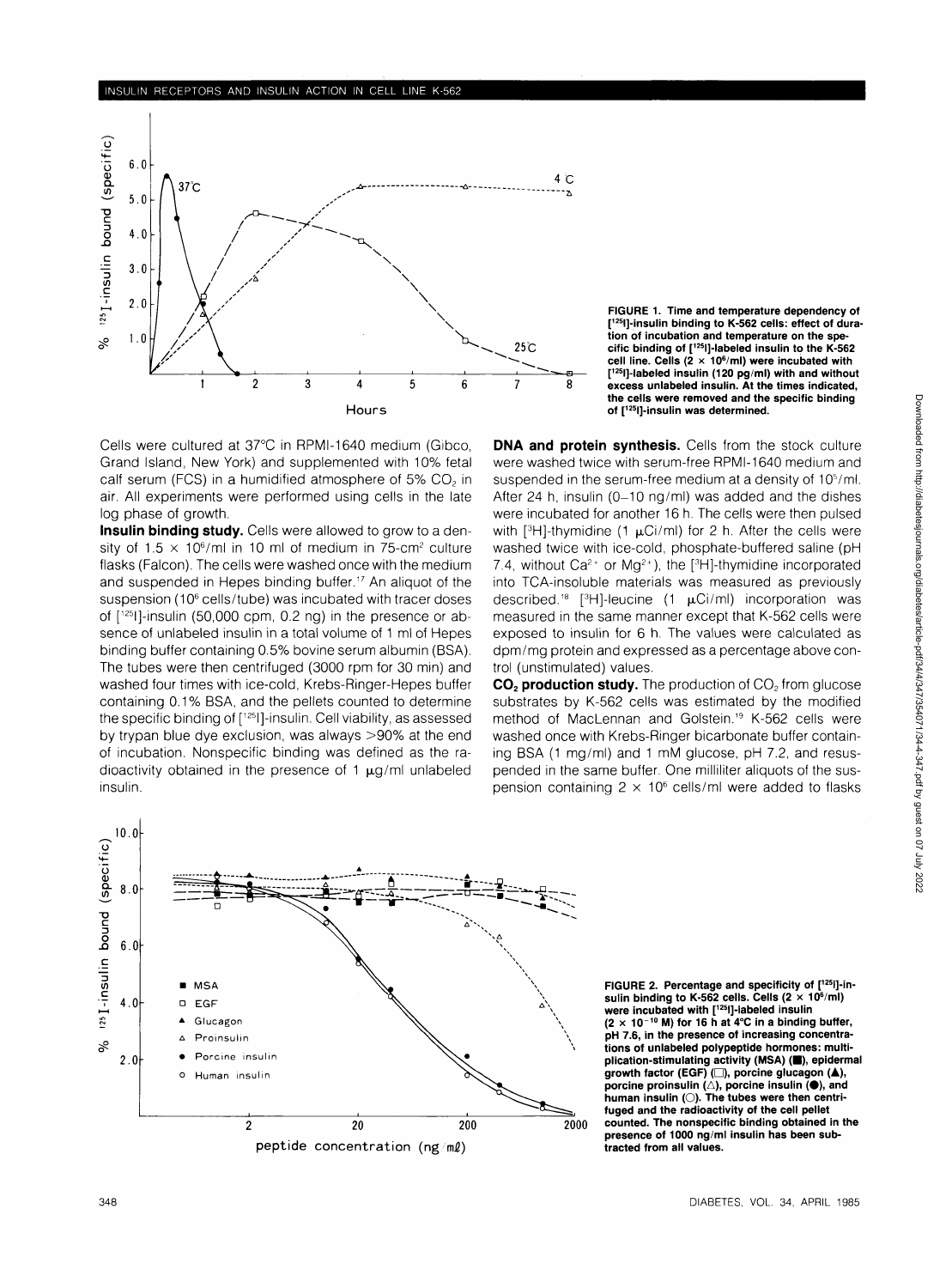FIGURE 1. Time and temperature dependency of [$^{125}$I]-insulin binding to K-562 cells: effect of duration of incubation and temperature on the specific binding of [$^{125}$I]-labeled insulin to the K-562 cell line. Cells ($2 \times 10^6$/ml) were incubated with [$^{125}$I]-labeled insulin (120 pg/ml) with and without excess unlabeled insulin. At the times indicated, the cells were removed and the specific binding of [$^{125}$I]-insulin was determined.

Cells were cultured at 37°C in RPMI-1640 medium (Gibco, Grand Island, New York) and supplemented with 10% fetal calf serum (FCS) in a humidified atmosphere of 5% $CO_2$ in air. All experiments were performed using cells in the late log phase of growth.

**Insulin binding study.** Cells were allowed to grow to a density of $1.5 \times 10^6$/ml in 10 ml of medium in 75-cm$^2$ culture flasks (Falcon). The cells were washed once with the medium and suspended in Hepes binding buffer.[17] An aliquot of the suspension ($10^6$ cells/tube) was incubated with tracer doses of [$^{125}$I]-insulin (50,000 cpm, 0.2 ng) in the presence or absence of unlabeled insulin in a total volume of 1 ml of Hepes binding buffer containing 0.5% bovine serum albumin (BSA). The tubes were then centrifuged (3000 rpm for 30 min) and washed four times with ice-cold, Krebs-Ringer-Hepes buffer containing 0.1% BSA, and the pellets counted to determine the specific binding of [$^{125}$I]-insulin. Cell viability, as assessed by trypan blue dye exclusion, was always >90% at the end of incubation. Nonspecific binding was defined as the radioactivity obtained in the presence of 1 μg/ml unlabeled insulin.

**DNA and protein synthesis.** Cells from the stock culture were washed twice with serum-free RPMI-1640 medium and suspended in the serum-free medium at a density of $10^5$/ml. After 24 h, insulin (0–10 ng/ml) was added and the dishes were incubated for another 16 h. The cells were then pulsed with [$^3$H]-thymidine (1 μCi/ml) for 2 h. After the cells were washed twice with ice-cold, phosphate-buffered saline (pH 7.4, without $Ca^{2+}$ or $Mg^{2+}$), the [$^3$H]-thymidine incorporated into TCA-insoluble materials was measured as previously described.[18] [$^3$H]-leucine (1 μCi/ml) incorporation was measured in the same manner except that K-562 cells were exposed to insulin for 6 h. The values were calculated as dpm/mg protein and expressed as a percentage above control (unstimulated) values.

**$CO_2$ production study.** The production of $CO_2$ from glucose substrates by K-562 cells was estimated by the modified method of MacLennan and Golstein.[19] K-562 cells were washed once with Krebs-Ringer bicarbonate buffer containing BSA (1 mg/ml) and 1 mM glucose, pH 7.2, and resuspended in the same buffer. One milliliter aliquots of the suspension containing $2 \times 10^6$ cells/ml were added to flasks

FIGURE 2. Percentage and specificity of [$^{125}$I]-insulin binding to K-562 cells. Cells ($2 \times 10^6$/ml) were incubated with [$^{125}$I]-labeled insulin ($2 \times 10^{-10}$ M) for 16 h at 4°C in a binding buffer, pH 7.6, in the presence of increasing concentrations of unlabeled polypeptide hormones: multiplication-stimulating activity (MSA) (■), epidermal growth factor (EGF) (□), porcine glucagon (▲), porcine proinsulin (△), porcine insulin (●), and human insulin (○). The tubes were then centrifuged and the radioactivity of the cell pellet counted. The nonspecific binding obtained in the presence of 1000 ng/ml insulin has been subtracted from all values.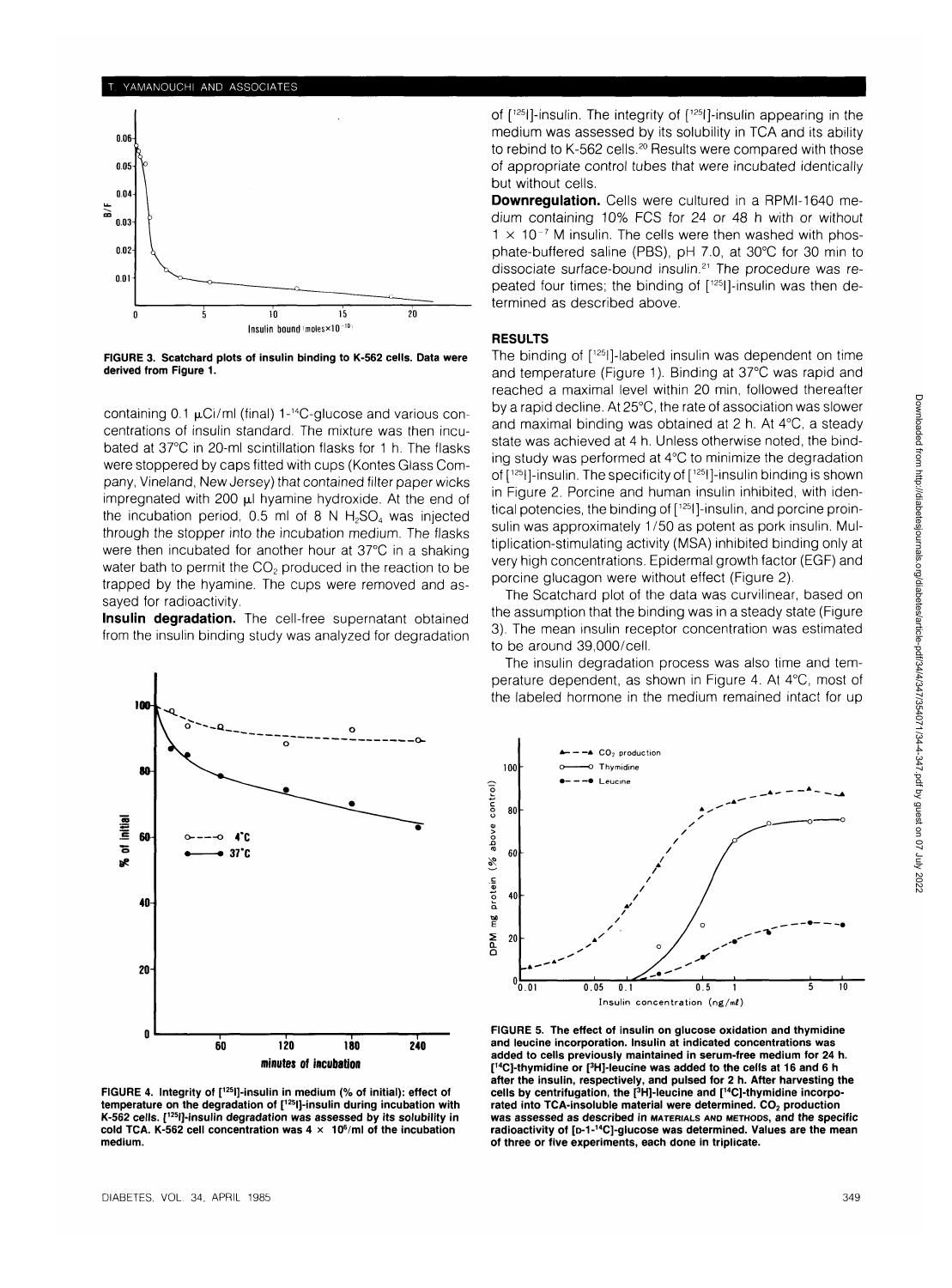FIGURE 3. Scatchard plots of insulin binding to K-562 cells. Data were derived from Figure 1.

containing 0.1 μCi/ml (final) 1-$^{14}$C-glucose and various concentrations of insulin standard. The mixture was then incubated at 37°C in 20-ml scintillation flasks for 1 h. The flasks were stoppered by caps fitted with cups (Kontes Glass Company, Vineland, New Jersey) that contained filter paper wicks impregnated with 200 μl hyamine hydroxide. At the end of the incubation period, 0.5 ml of 8 N $H_2SO_4$ was injected through the stopper into the incubation medium. The flasks were then incubated for another hour at 37°C in a shaking water bath to permit the $CO_2$ produced in the reaction to be trapped by the hyamine. The cups were removed and assayed for radioactivity.

**Insulin degradation.** The cell-free supernatant obtained from the insulin binding study was analyzed for degradation of [$^{125}$I]-insulin. The integrity of [$^{125}$I]-insulin appearing in the medium was assessed by its solubility in TCA and its ability to rebind to K-562 cells.[20] Results were compared with those of appropriate control tubes that were incubated identically but without cells.

**Downregulation.** Cells were cultured in a RPMI-1640 medium containing 10% FCS for 24 or 48 h with or without $1 \times 10^{-7}$ M insulin. The cells were then washed with phosphate-buffered saline (PBS), pH 7.0, at 30°C for 30 min to dissociate surface-bound insulin.[21] The procedure was repeated four times; the binding of [$^{125}$I]-insulin was then determined as described above.

## RESULTS

The binding of [$^{125}$I]-labeled insulin was dependent on time and temperature (Figure 1). Binding at 37°C was rapid and reached a maximal level within 20 min, followed thereafter by a rapid decline. At 25°C, the rate of association was slower and maximal binding was obtained at 2 h. At 4°C, a steady state was achieved at 4 h. Unless otherwise noted, the binding study was performed at 4°C to minimize the degradation of [$^{125}$I]-insulin. The specificity of [$^{125}$I]-insulin binding is shown in Figure 2. Porcine and human insulin inhibited, with identical potencies, the binding of [$^{125}$I]-insulin, and porcine proinsulin was approximately 1/50 as potent as pork insulin. Multiplication-stimulating activity (MSA) inhibited binding only at very high concentrations. Epidermal growth factor (EGF) and porcine glucagon were without effect (Figure 2).

The Scatchard plot of the data was curvilinear, based on the assumption that the binding was in a steady state (Figure 3). The mean insulin receptor concentration was estimated to be around 39,000/cell.

The insulin degradation process was also time and temperature dependent, as shown in Figure 4. At 4°C, most of the labeled hormone in the medium remained intact for up

FIGURE 4. Integrity of [$^{125}$I]-insulin in medium (% of initial): effect of temperature on the degradation of [$^{125}$I]-insulin during incubation with K-562 cells. [$^{125}$I]-insulin degradation was assessed by its solubility in cold TCA. K-562 cell concentration was $4 \times 10^6$/ml of the incubation medium.

FIGURE 5. The effect of insulin on glucose oxidation and thymidine and leucine incorporation. Insulin at indicated concentrations was added to cells previously maintained in serum-free medium for 24 h. [$^{14}$C]-thymidine or [$^3$H]-leucine was added to the cells at 16 and 6 h after the insulin, respectively, and pulsed for 2 h. After harvesting the cells by centrifugation, the [$^3$H]-leucine and [$^{14}$C]-thymidine incorporated into TCA-insoluble material were determined. $CO_2$ production was assessed as described in MATERIALS AND METHODS, and the specific radioactivity of [D-1-$^{14}$C]-glucose was determined. Values are the mean of three or five experiments, each done in triplicate.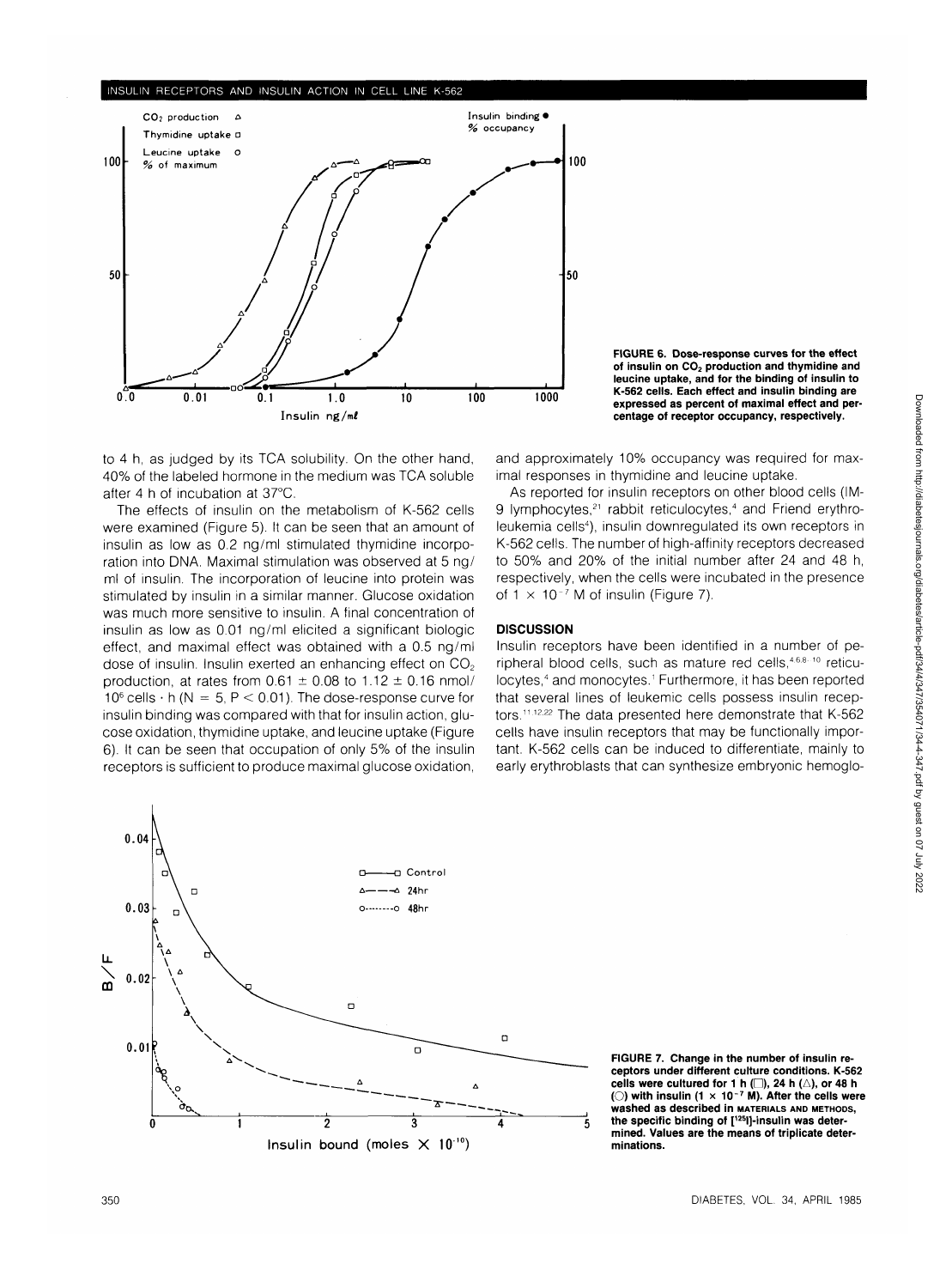FIGURE 6. Dose-response curves for the effect of insulin on $CO_2$ production and thymidine and leucine uptake, and for the binding of insulin to K-562 cells. Each effect and insulin binding are expressed as percent of maximal effect and percentage of receptor occupancy, respectively.

to 4 h, as judged by its TCA solubility. On the other hand, 40% of the labeled hormone in the medium was TCA soluble after 4 h of incubation at 37°C.

The effects of insulin on the metabolism of K-562 cells were examined (Figure 5). It can be seen that an amount of insulin as low as 0.2 ng/ml stimulated thymidine incorporation into DNA. Maximal stimulation was observed at 5 ng/ml of insulin. The incorporation of leucine into protein was stimulated by insulin in a similar manner. Glucose oxidation was much more sensitive to insulin. A final concentration of insulin as low as 0.01 ng/ml elicited a significant biologic effect, and maximal effect was obtained with a 0.5 ng/ml dose of insulin. Insulin exerted an enhancing effect on $CO_2$ production, at rates from $0.61 \pm 0.08$ to $1.12 \pm 0.16$ nmol/$10^6$ cells · h ($N = 5$, $P < 0.01$). The dose-response curve for insulin binding was compared with that for insulin action, glucose oxidation, thymidine uptake, and leucine uptake (Figure 6). It can be seen that occupation of only 5% of the insulin receptors is sufficient to produce maximal glucose oxidation, and approximately 10% occupancy was required for maximal responses in thymidine and leucine uptake.

As reported for insulin receptors on other blood cells (IM-9 lymphocytes,[21] rabbit reticulocytes,[4] and Friend erythroleukemia cells[4]), insulin downregulated its own receptors in K-562 cells. The number of high-affinity receptors decreased to 50% and 20% of the initial number after 24 and 48 h, respectively, when the cells were incubated in the presence of $1 \times 10^{-7}$ M of insulin (Figure 7).

## DISCUSSION

Insulin receptors have been identified in a number of peripheral blood cells, such as mature red cells,[4,6,8-10] reticulocytes,[4] and monocytes.[1] Furthermore, it has been reported that several lines of leukemic cells possess insulin receptors.[11,12,22] The data presented here demonstrate that K-562 cells have insulin receptors that may be functionally important. K-562 cells can be induced to differentiate, mainly to early erythroblasts that can synthesize embryonic hemoglo-

FIGURE 7. Change in the number of insulin receptors under different culture conditions. K-562 cells were cultured for 1 h (□), 24 h (△), or 48 h (○) with insulin ($1 \times 10^{-7}$ M). After the cells were washed as described in MATERIALS AND METHODS, the specific binding of [$^{125}$I]-insulin was determined. Values are the means of triplicate determinations.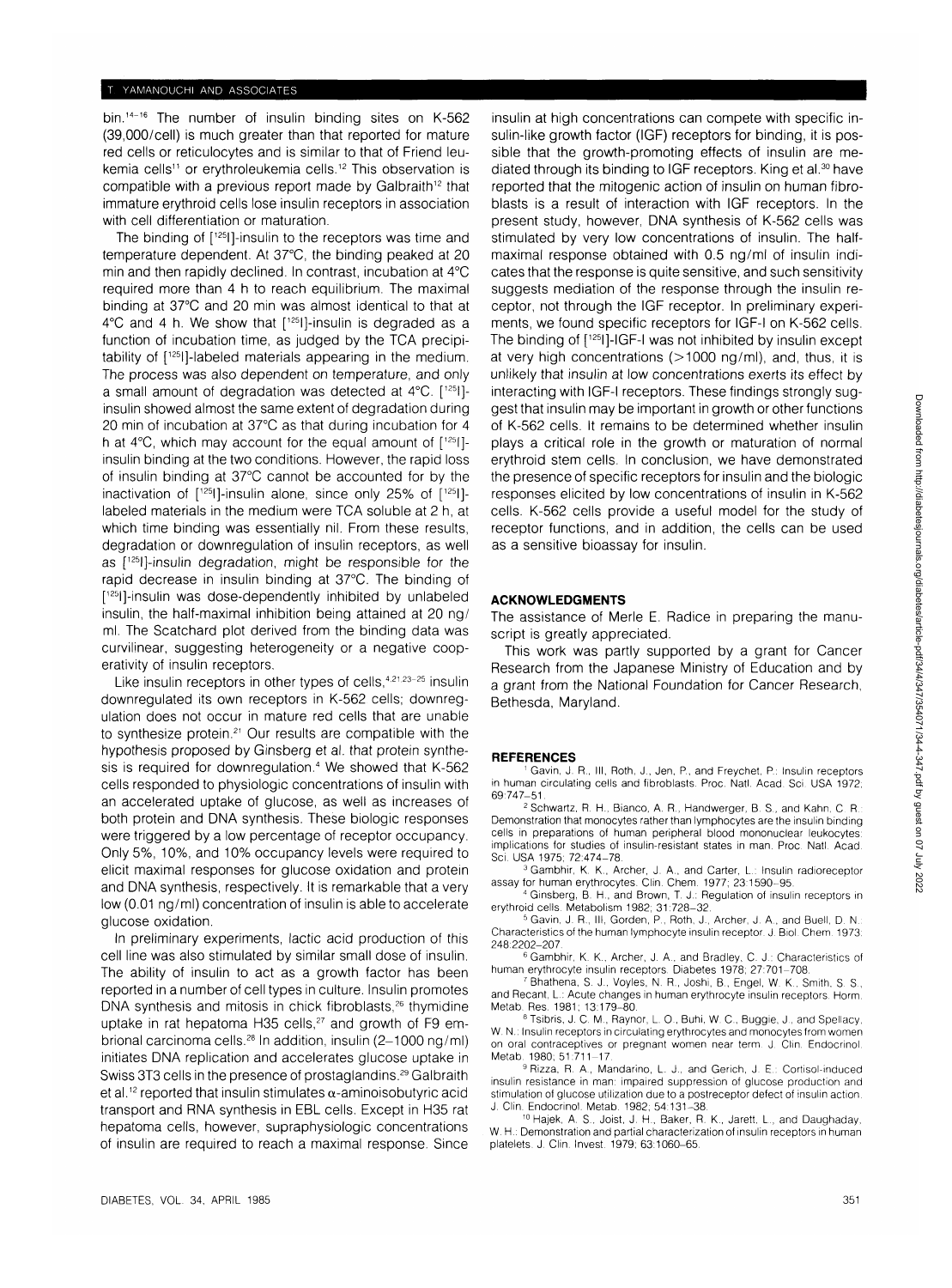bin.[14–16] The number of insulin binding sites on K-562 (39,000/cell) is much greater than that reported for mature red cells or reticulocytes and is similar to that of Friend leukemia cells[11] or erythroleukemia cells.[12] This observation is compatible with a previous report made by Galbraith[12] that immature erythroid cells lose insulin receptors in association with cell differentiation or maturation.

The binding of [$^{125}$I]-insulin to the receptors was time and temperature dependent. At 37°C, the binding peaked at 20 min and then rapidly declined. In contrast, incubation at 4°C required more than 4 h to reach equilibrium. The maximal binding at 37°C and 20 min was almost identical to that at 4°C and 4 h. We show that [$^{125}$I]-insulin is degraded as a function of incubation time, as judged by the TCA precipitability of [$^{125}$I]-labeled materials appearing in the medium. The process was also dependent on temperature, and only a small amount of degradation was detected at 4°C. [$^{125}$I]-insulin showed almost the same extent of degradation during 20 min of incubation at 37°C as that during incubation for 4 h at 4°C, which may account for the equal amount of [$^{125}$I]-insulin binding at the two conditions. However, the rapid loss of insulin binding at 37°C cannot be accounted for by the inactivation of [$^{125}$I]-insulin alone, since only 25% of [$^{125}$I]-labeled materials in the medium were TCA soluble at 2 h, at which time binding was essentially nil. From these results, degradation or downregulation of insulin receptors, as well as [$^{125}$I]-insulin degradation, might be responsible for the rapid decrease in insulin binding at 37°C. The binding of [$^{125}$I]-insulin was dose-dependently inhibited by unlabeled insulin, the half-maximal inhibition being attained at 20 ng/ml. The Scatchard plot derived from the binding data was curvilinear, suggesting heterogeneity or a negative cooperativity of insulin receptors.

Like insulin receptors in other types of cells,[4,21,23–25] insulin downregulated its own receptors in K-562 cells; downregulation does not occur in mature red cells that are unable to synthesize protein.[21] Our results are compatible with the hypothesis proposed by Ginsberg et al. that protein synthesis is required for downregulation.[4] We showed that K-562 cells responded to physiologic concentrations of insulin with an accelerated uptake of glucose, as well as increases of both protein and DNA synthesis. These biologic responses were triggered by a low percentage of receptor occupancy. Only 5%, 10%, and 10% occupancy levels were required to elicit maximal responses for glucose oxidation and protein and DNA synthesis, respectively. It is remarkable that a very low (0.01 ng/ml) concentration of insulin is able to accelerate glucose oxidation.

In preliminary experiments, lactic acid production of this cell line was also stimulated by similar small dose of insulin. The ability of insulin to act as a growth factor has been reported in a number of cell types in culture. Insulin promotes DNA synthesis and mitosis in chick fibroblasts,[26] thymidine uptake in rat hepatoma H35 cells,[27] and growth of F9 embrional carcinoma cells.[28] In addition, insulin (2–1000 ng/ml) initiates DNA replication and accelerates glucose uptake in Swiss 3T3 cells in the presence of prostaglandins.[29] Galbraith et al.[12] reported that insulin stimulates α-aminoisobutyric acid transport and RNA synthesis in EBL cells. Except in H35 rat hepatoma cells, however, supraphysiologic concentrations of insulin are required to reach a maximal response. Since insulin at high concentrations can compete with specific insulin-like growth factor (IGF) receptors for binding, it is possible that the growth-promoting effects of insulin are mediated through its binding to IGF receptors. King et al.[30] have reported that the mitogenic action of insulin on human fibroblasts is a result of interaction with IGF receptors. In the present study, however, DNA synthesis of K-562 cells was stimulated by very low concentrations of insulin. The half-maximal response obtained with 0.5 ng/ml of insulin indicates that the response is quite sensitive, and such sensitivity suggests mediation of the response through the insulin receptor, not through the IGF receptor. In preliminary experiments, we found specific receptors for IGF-I on K-562 cells. The binding of [$^{125}$I]-IGF-I was not inhibited by insulin except at very high concentrations (>1000 ng/ml), and, thus, it is unlikely that insulin at low concentrations exerts its effect by interacting with IGF-I receptors. These findings strongly suggest that insulin may be important in growth or other functions of K-562 cells. It remains to be determined whether insulin plays a critical role in the growth or maturation of normal erythroid stem cells. In conclusion, we have demonstrated the presence of specific receptors for insulin and the biologic responses elicited by low concentrations of insulin in K-562 cells. K-562 cells provide a useful model for the study of receptor functions, and in addition, the cells can be used as a sensitive bioassay for insulin.

## ACKNOWLEDGMENTS

The assistance of Merle E. Radice in preparing the manuscript is greatly appreciated.

This work was partly supported by a grant for Cancer Research from the Japanese Ministry of Education and by a grant from the National Foundation for Cancer Research, Bethesda, Maryland.

## REFERENCES

1. Gavin, J. R., III, Roth, J., Jen, P., and Freychet, P.: Insulin receptors in human circulating cells and fibroblasts. Proc. Natl. Acad. Sci. USA 1972; 69:747–51.
2. Schwartz, R. H., Bianco, A. R., Handwerger, B. S., and Kahn, C. R.: Demonstration that monocytes rather than lymphocytes are the insulin binding cells in preparations of human peripheral blood mononuclear leukocytes: implications for studies of insulin-resistant states in man. Proc. Natl. Acad. Sci. USA 1975; 72:474–78.
3. Gambhir, K. K., Archer, J. A., and Carter, L.: Insulin radioreceptor assay for human erythrocytes. Clin. Chem. 1977; 23:1590–95.
4. Ginsberg, B. H., and Brown, T. J.: Regulation of insulin receptors in erythroid cells. Metabolism 1982; 31:728–32.
5. Gavin, J. R., III, Gorden, P., Roth, J., Archer, J. A., and Buell, D. N.: Characteristics of the human lymphocyte insulin receptor. J. Biol. Chem. 1973; 248:2202–207.
6. Gambhir, K. K., Archer, J. A., and Bradley, C. J.: Characteristics of human erythrocyte insulin receptors. Diabetes 1978; 27:701–708.
7. Bhathena, S. J., Voyles, N. R., Joshi, B., Engel, W. K., Smith, S. S., and Recant, L.: Acute changes in human erythrocyte insulin receptors. Horm. Metab. Res. 1981; 13:179–80.
8. Tsibris, J. C. M., Raynor, L. O., Buhi, W. C., Buggie, J., and Spellacy, W. N.: Insulin receptors in circulating erythrocytes and monocytes from women on oral contraceptives or pregnant women near term. J. Clin. Endocrinol. Metab. 1980; 51:711–17.
9. Rizza, R. A., Mandarino, L. J., and Gerich, J. E.: Cortisol-induced insulin resistance in man: impaired suppression of glucose production and stimulation of glucose utilization due to a postreceptor defect of insulin action. J. Clin. Endocrinol. Metab. 1982; 54:131–38.
10. Hajek, A. S., Joist, J. H., Baker, R. K., Jarett, L., and Daughaday, W. H.: Demonstration and partial characterization of insulin receptors in human platelets. J. Clin. Invest. 1979; 63:1060–65.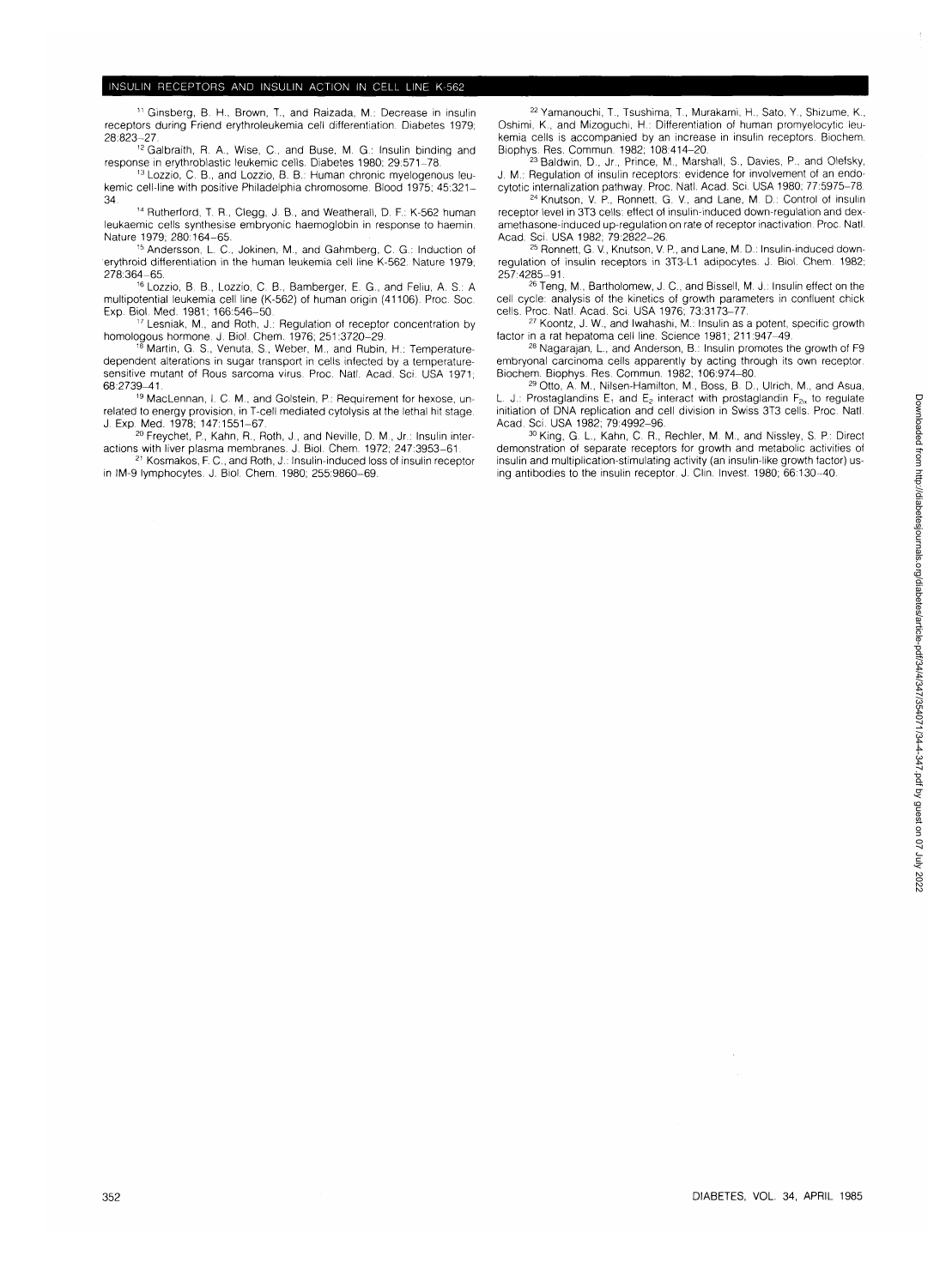[11] Ginsberg, B. H., Brown, T., and Raizada, M.: Decrease in insulin receptors during Friend erythroleukemia cell differentiation. Diabetes 1979; 28:823–27.

[12] Galbraith, R. A., Wise, C., and Buse, M. G.: Insulin binding and response in erythroblastic leukemic cells. Diabetes 1980; 29:571–78.

[13] Lozzio, C. B., and Lozzio, B. B.: Human chronic myelogenous leukemic cell-line with positive Philadelphia chromosome. Blood 1975; 45:321–34.

[14] Rutherford, T. R., Clegg, J. B., and Weatherall, D. F.: K-562 human leukaemic cells synthesise embryonic haemoglobin in response to haemin. Nature 1979; 280:164–65.

[15] Andersson, L. C., Jokinen, M., and Gahmberg, C. G.: Induction of erythroid differentiation in the human leukemia cell line K-562. Nature 1979; 278:364–65.

[16] Lozzio, B. B., Lozzio, C. B., Bamberger, E. G., and Feliu, A. S.: A multipotential leukemia cell line (K-562) of human origin (41106). Proc. Soc. Exp. Biol. Med. 1981; 166:546–50.

[17] Lesniak, M., and Roth, J.: Regulation of receptor concentration by homologous hormone. J. Biol. Chem. 1976; 251:3720–29.

[18] Martin, G. S., Venuta, S., Weber, M., and Rubin, H.: Temperature-dependent alterations in sugar transport in cells infected by a temperature-sensitive mutant of Rous sarcoma virus. Proc. Natl. Acad. Sci. USA 1971; 68:2739–41.

[19] MacLennan, I. C. M., and Golstein, P.: Requirement for hexose, unrelated to energy provision, in T-cell mediated cytolysis at the lethal hit stage. J. Exp. Med. 1978; 147:1551–67.

[20] Freychet, P., Kahn, R., Roth, J., and Neville, D. M., Jr.: Insulin interactions with liver plasma membranes. J. Biol. Chem. 1972; 247:3953–61.

[21] Kosmakos, F. C., and Roth, J.: Insulin-induced loss of insulin receptor in IM-9 lymphocytes. J. Biol. Chem. 1980; 255:9860–69.

[22] Yamanouchi, T., Tsushima, T., Murakami, H., Sato, Y., Shizume, K., Oshimi, K., and Mizoguchi, H.: Differentiation of human promyelocytic leukemia cells is accompanied by an increase in insulin receptors. Biochem. Biophys. Res. Commun. 1982; 108:414–20.

[23] Baldwin, D., Jr., Prince, M., Marshall, S., Davies, P., and Olefsky, J. M.: Regulation of insulin receptors: evidence for involvement of an endocytotic internalization pathway. Proc. Natl. Acad. Sci. USA 1980; 77:5975–78.

[24] Knutson, V. P., Ronnett, G. V., and Lane, M. D.: Control of insulin receptor level in 3T3 cells: effect of insulin-induced down-regulation and dexamethasone-induced up-regulation on rate of receptor inactivation. Proc. Natl. Acad. Sci. USA 1982; 79:2822–26.

[25] Ronnett, G. V., Knutson, V. P., and Lane, M. D.: Insulin-induced down-regulation of insulin receptors in 3T3-L1 adipocytes. J. Biol. Chem. 1982; 257:4285–91.

[26] Teng, M., Bartholomew, J. C., and Bissell, M. J.: Insulin effect on the cell cycle: analysis of the kinetics of growth parameters in confluent chick cells. Proc. Natl. Acad. Sci. USA 1976; 73:3173–77.

[27] Koontz, J. W., and Iwahashi, M.: Insulin as a potent, specific growth factor in a rat hepatoma cell line. Science 1981; 211:947–49.

[28] Nagarajan, L., and Anderson, B.: Insulin promotes the growth of F9 embryonal carcinoma cells apparently by acting through its own receptor. Biochem. Biophys. Res. Commun. 1982; 106:974–80.

[29] Otto, A. M., Nilsen-Hamilton, M., Boss, B. D., Ulrich, M., and Asua, L. J.: Prostaglandins $E_1$ and $E_2$ interact with prostaglandin $F_{2\alpha}$ to regulate initiation of DNA replication and cell division in Swiss 3T3 cells. Proc. Natl. Acad. Sci. USA 1982; 79:4992–96.

[30] King, G. L., Kahn, C. R., Rechler, M. M., and Nissley, S. P.: Direct demonstration of separate receptors for growth and metabolic activities of insulin and multiplication-stimulating activity (an insulin-like growth factor) using antibodies to the insulin receptor. J. Clin. Invest. 1980; 66:130–40.